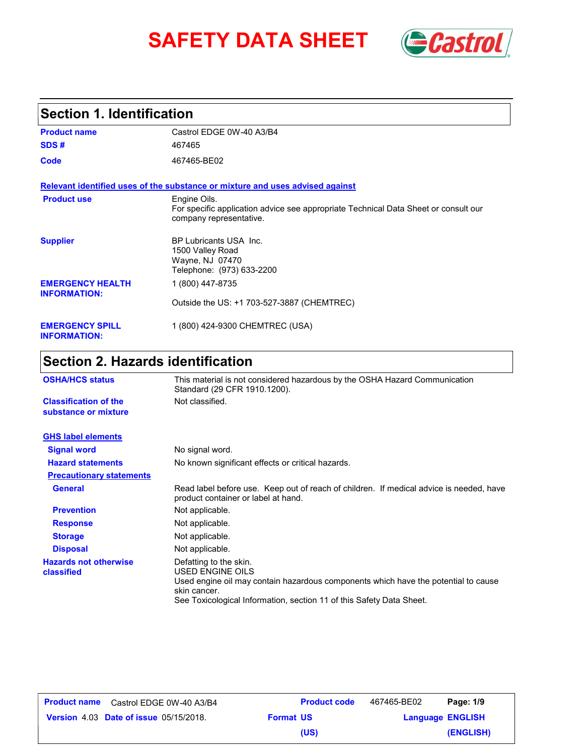# SAFETY DATA SHEET

## Section 1. Identification

| | |
|---|---|
| **Product name** | Castrol EDGE 0W-40 A3/B4 |
| **SDS #** | 467465 |
| **Code** | 467465-BE02 |

**Relevant identified uses of the substance or mixture and uses advised against**

| | |
|---|---|
| **Product use** | Engine Oils.<br>For specific application advice see appropriate Technical Data Sheet or consult our company representative. |
| **Supplier** | BP Lubricants USA Inc.<br>1500 Valley Road<br>Wayne, NJ 07470<br>Telephone: (973) 633-2200 |
| **EMERGENCY HEALTH INFORMATION:** | 1 (800) 447-8735<br>Outside the US: +1 703-527-3887 (CHEMTREC) |
| **EMERGENCY SPILL INFORMATION:** | 1 (800) 424-9300 CHEMTREC (USA) |

## Section 2. Hazards identification

| | |
|---|---|
| **OSHA/HCS status** | This material is not considered hazardous by the OSHA Hazard Communication Standard (29 CFR 1910.1200). |
| **Classification of the substance or mixture** | Not classified. |

**GHS label elements**

| | |
|---|---|
| **Signal word** | No signal word. |
| **Hazard statements** | No known significant effects or critical hazards. |

**Precautionary statements**

| | |
|---|---|
| **General** | Read label before use. Keep out of reach of children. If medical advice is needed, have product container or label at hand. |
| **Prevention** | Not applicable. |
| **Response** | Not applicable. |
| **Storage** | Not applicable. |
| **Disposal** | Not applicable. |
| **Hazards not otherwise classified** | Defatting to the skin.<br>USED ENGINE OILS<br>Used engine oil may contain hazardous components which have the potential to cause skin cancer.<br>See Toxicological Information, section 11 of this Safety Data Sheet. |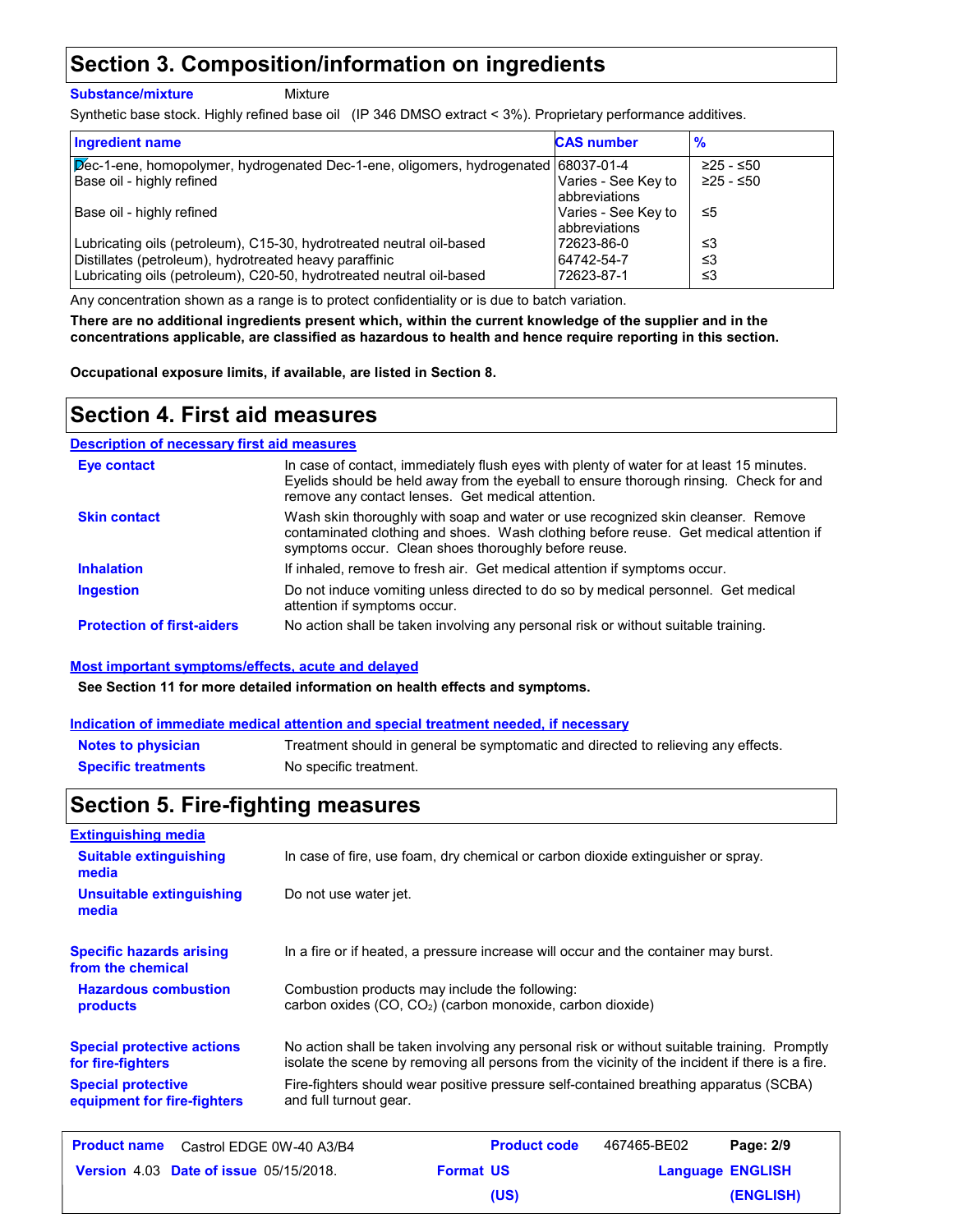## Section 3. Composition/information on ingredients

**Substance/mixture** Mixture

Synthetic base stock. Highly refined base oil (IP 346 DMSO extract < 3%). Proprietary performance additives.

| Ingredient name | CAS number | % |
|---|---|---|
| Dec-1-ene, homopolymer, hydrogenated Dec-1-ene, oligomers, hydrogenated | 68037-01-4 | ≥25 - ≤50 |
| Base oil - highly refined | Varies - See Key to abbreviations | ≥25 - ≤50 |
| Base oil - highly refined | Varies - See Key to abbreviations | ≤5 |
| Lubricating oils (petroleum), C15-30, hydrotreated neutral oil-based | 72623-86-0 | ≤3 |
| Distillates (petroleum), hydrotreated heavy paraffinic | 64742-54-7 | ≤3 |
| Lubricating oils (petroleum), C20-50, hydrotreated neutral oil-based | 72623-87-1 | ≤3 |

Any concentration shown as a range is to protect confidentiality or is due to batch variation.

**There are no additional ingredients present which, within the current knowledge of the supplier and in the concentrations applicable, are classified as hazardous to health and hence require reporting in this section.**

**Occupational exposure limits, if available, are listed in Section 8.**

## Section 4. First aid measures

**Description of necessary first aid measures**

**Eye contact** In case of contact, immediately flush eyes with plenty of water for at least 15 minutes. Eyelids should be held away from the eyeball to ensure thorough rinsing. Check for and remove any contact lenses. Get medical attention.

**Skin contact** Wash skin thoroughly with soap and water or use recognized skin cleanser. Remove contaminated clothing and shoes. Wash clothing before reuse. Get medical attention if symptoms occur. Clean shoes thoroughly before reuse.

**Inhalation** If inhaled, remove to fresh air. Get medical attention if symptoms occur.

**Ingestion** Do not induce vomiting unless directed to do so by medical personnel. Get medical attention if symptoms occur.

**Protection of first-aiders** No action shall be taken involving any personal risk or without suitable training.

**Most important symptoms/effects, acute and delayed**

**See Section 11 for more detailed information on health effects and symptoms.**

**Indication of immediate medical attention and special treatment needed, if necessary**

**Notes to physician** Treatment should in general be symptomatic and directed to relieving any effects.

**Specific treatments** No specific treatment.

## Section 5. Fire-fighting measures

**Extinguishing media**

**Suitable extinguishing media** In case of fire, use foam, dry chemical or carbon dioxide extinguisher or spray.

**Unsuitable extinguishing media** Do not use water jet.

**Specific hazards arising from the chemical** In a fire or if heated, a pressure increase will occur and the container may burst.

**Hazardous combustion products** Combustion products may include the following:
carbon oxides ($CO$, $CO_2$) (carbon monoxide, carbon dioxide)

**Special protective actions for fire-fighters** No action shall be taken involving any personal risk or without suitable training. Promptly isolate the scene by removing all persons from the vicinity of the incident if there is a fire.

**Special protective equipment for fire-fighters** Fire-fighters should wear positive pressure self-contained breathing apparatus (SCBA) and full turnout gear.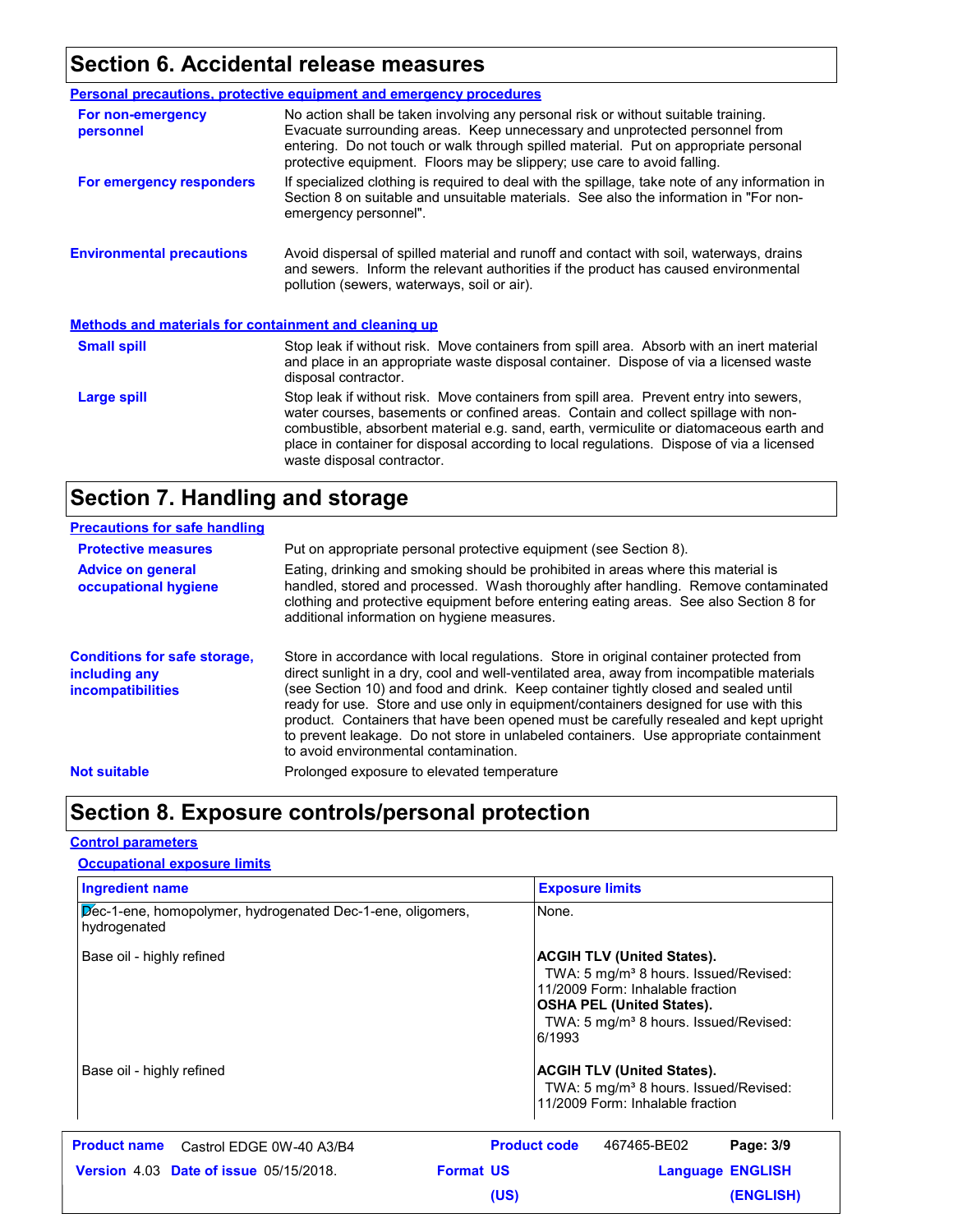## Section 6. Accidental release measures

### Personal precautions, protective equipment and emergency procedures

**For non-emergency personnel**

No action shall be taken involving any personal risk or without suitable training. Evacuate surrounding areas. Keep unnecessary and unprotected personnel from entering. Do not touch or walk through spilled material. Put on appropriate personal protective equipment. Floors may be slippery; use care to avoid falling.

**For emergency responders**

If specialized clothing is required to deal with the spillage, take note of any information in Section 8 on suitable and unsuitable materials. See also the information in "For non-emergency personnel".

**Environmental precautions**

Avoid dispersal of spilled material and runoff and contact with soil, waterways, drains and sewers. Inform the relevant authorities if the product has caused environmental pollution (sewers, waterways, soil or air).

### Methods and materials for containment and cleaning up

**Small spill**

Stop leak if without risk. Move containers from spill area. Absorb with an inert material and place in an appropriate waste disposal container. Dispose of via a licensed waste disposal contractor.

**Large spill**

Stop leak if without risk. Move containers from spill area. Prevent entry into sewers, water courses, basements or confined areas. Contain and collect spillage with non-combustible, absorbent material e.g. sand, earth, vermiculite or diatomaceous earth and place in container for disposal according to local regulations. Dispose of via a licensed waste disposal contractor.

## Section 7. Handling and storage

### Precautions for safe handling

**Protective measures**

Put on appropriate personal protective equipment (see Section 8).

**Advice on general occupational hygiene**

Eating, drinking and smoking should be prohibited in areas where this material is handled, stored and processed. Wash thoroughly after handling. Remove contaminated clothing and protective equipment before entering eating areas. See also Section 8 for additional information on hygiene measures.

**Conditions for safe storage, including any incompatibilities**

Store in accordance with local regulations. Store in original container protected from direct sunlight in a dry, cool and well-ventilated area, away from incompatible materials (see Section 10) and food and drink. Keep container tightly closed and sealed until ready for use. Store and use only in equipment/containers designed for use with this product. Containers that have been opened must be carefully resealed and kept upright to prevent leakage. Do not store in unlabeled containers. Use appropriate containment to avoid environmental contamination.

**Not suitable**

Prolonged exposure to elevated temperature

## Section 8. Exposure controls/personal protection

### Control parameters

#### Occupational exposure limits

| Ingredient name | Exposure limits |
|---|---|
| Dec-1-ene, homopolymer, hydrogenated Dec-1-ene, oligomers, hydrogenated | None. |
| Base oil - highly refined | **ACGIH TLV (United States).**<br>TWA: 5 mg/m³ 8 hours. Issued/Revised: 11/2009 Form: Inhalable fraction<br>**OSHA PEL (United States).**<br>TWA: 5 mg/m³ 8 hours. Issued/Revised: 6/1993 |
| Base oil - highly refined | **ACGIH TLV (United States).**<br>TWA: 5 mg/m³ 8 hours. Issued/Revised: 11/2009 Form: Inhalable fraction |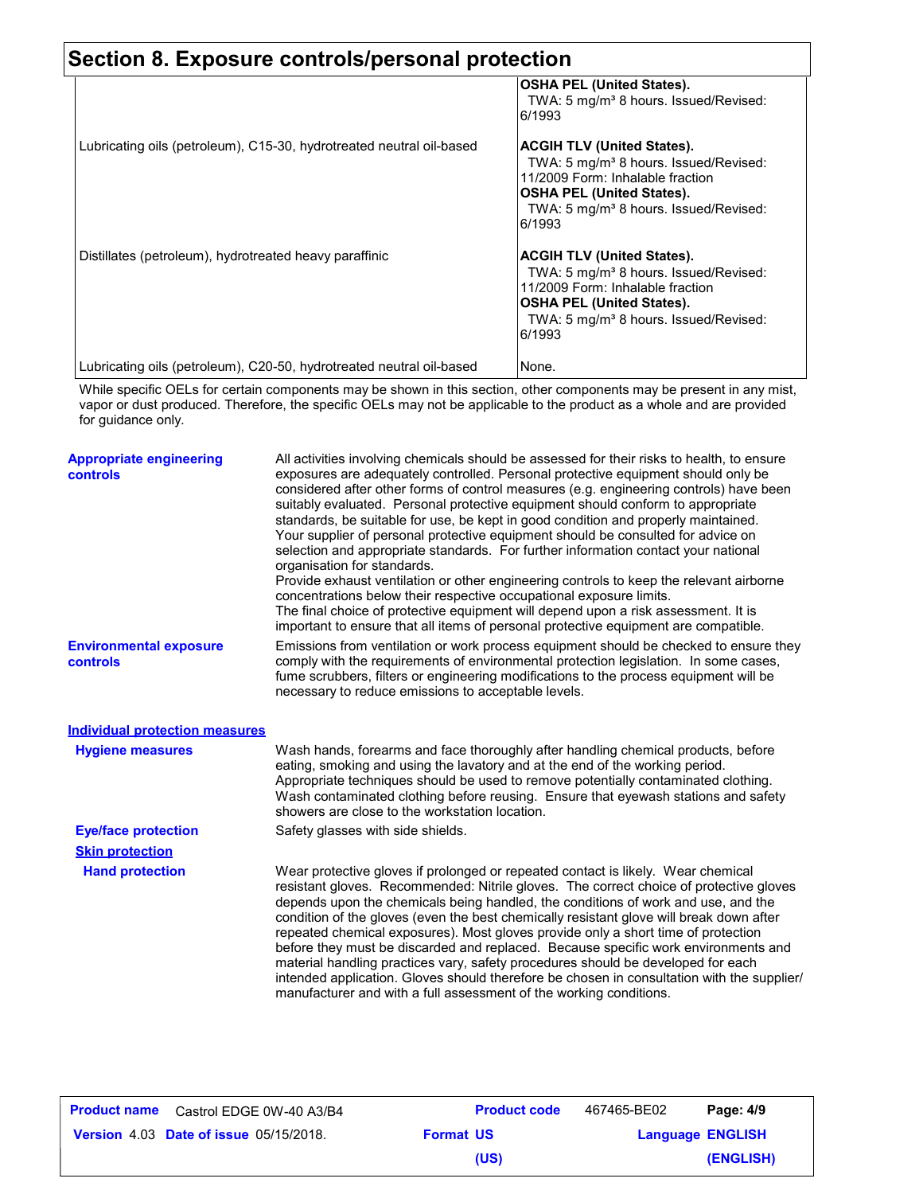## Section 8. Exposure controls/personal protection

| | |
|---|---|
| | **OSHA PEL (United States).**<br>TWA: 5 mg/m³ 8 hours. Issued/Revised: 6/1993 |
| Lubricating oils (petroleum), C15-30, hydrotreated neutral oil-based | **ACGIH TLV (United States).**<br>TWA: 5 mg/m³ 8 hours. Issued/Revised: 11/2009 Form: Inhalable fraction<br>**OSHA PEL (United States).**<br>TWA: 5 mg/m³ 8 hours. Issued/Revised: 6/1993 |
| Distillates (petroleum), hydrotreated heavy paraffinic | **ACGIH TLV (United States).**<br>TWA: 5 mg/m³ 8 hours. Issued/Revised: 11/2009 Form: Inhalable fraction<br>**OSHA PEL (United States).**<br>TWA: 5 mg/m³ 8 hours. Issued/Revised: 6/1993 |
| Lubricating oils (petroleum), C20-50, hydrotreated neutral oil-based | None. |

While specific OELs for certain components may be shown in this section, other components may be present in any mist, vapor or dust produced. Therefore, the specific OELs may not be applicable to the product as a whole and are provided for guidance only.

**Appropriate engineering controls**

All activities involving chemicals should be assessed for their risks to health, to ensure exposures are adequately controlled. Personal protective equipment should only be considered after other forms of control measures (e.g. engineering controls) have been suitably evaluated. Personal protective equipment should conform to appropriate standards, be suitable for use, be kept in good condition and properly maintained. Your supplier of personal protective equipment should be consulted for advice on selection and appropriate standards. For further information contact your national organisation for standards.
Provide exhaust ventilation or other engineering controls to keep the relevant airborne concentrations below their respective occupational exposure limits.
The final choice of protective equipment will depend upon a risk assessment. It is important to ensure that all items of personal protective equipment are compatible.

**Environmental exposure controls**

Emissions from ventilation or work process equipment should be checked to ensure they comply with the requirements of environmental protection legislation. In some cases, fume scrubbers, filters or engineering modifications to the process equipment will be necessary to reduce emissions to acceptable levels.

### Individual protection measures

**Hygiene measures**

Wash hands, forearms and face thoroughly after handling chemical products, before eating, smoking and using the lavatory and at the end of the working period. Appropriate techniques should be used to remove potentially contaminated clothing. Wash contaminated clothing before reusing. Ensure that eyewash stations and safety showers are close to the workstation location.

**Eye/face protection**

Safety glasses with side shields.

**Skin protection**

**Hand protection**

Wear protective gloves if prolonged or repeated contact is likely. Wear chemical resistant gloves. Recommended: Nitrile gloves. The correct choice of protective gloves depends upon the chemicals being handled, the conditions of work and use, and the condition of the gloves (even the best chemically resistant glove will break down after repeated chemical exposures). Most gloves provide only a short time of protection before they must be discarded and replaced. Because specific work environments and material handling practices vary, safety procedures should be developed for each intended application. Gloves should therefore be chosen in consultation with the supplier/ manufacturer and with a full assessment of the working conditions.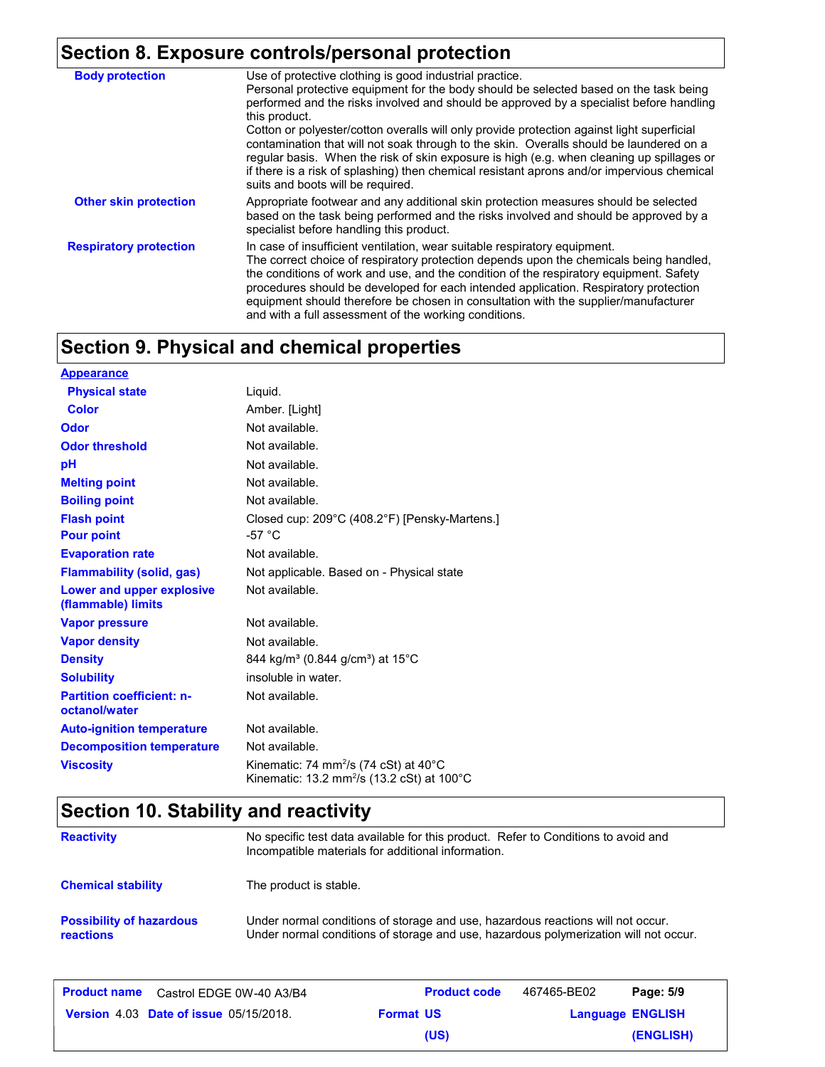## Section 8. Exposure controls/personal protection

| | |
|---|---|
| **Body protection** | Use of protective clothing is good industrial practice. Personal protective equipment for the body should be selected based on the task being performed and the risks involved and should be approved by a specialist before handling this product. Cotton or polyester/cotton overalls will only provide protection against light superficial contamination that will not soak through to the skin. Overalls should be laundered on a regular basis. When the risk of skin exposure is high (e.g. when cleaning up spillages or if there is a risk of splashing) then chemical resistant aprons and/or impervious chemical suits and boots will be required. |
| **Other skin protection** | Appropriate footwear and any additional skin protection measures should be selected based on the task being performed and the risks involved and should be approved by a specialist before handling this product. |
| **Respiratory protection** | In case of insufficient ventilation, wear suitable respiratory equipment. The correct choice of respiratory protection depends upon the chemicals being handled, the conditions of work and use, and the condition of the respiratory equipment. Safety procedures should be developed for each intended application. Respiratory protection equipment should therefore be chosen in consultation with the supplier/manufacturer and with a full assessment of the working conditions. |

## Section 9. Physical and chemical properties

| | |
|---|---|
| **Appearance** | |
| **Physical state** | Liquid. |
| **Color** | Amber. [Light] |
| **Odor** | Not available. |
| **Odor threshold** | Not available. |
| **pH** | Not available. |
| **Melting point** | Not available. |
| **Boiling point** | Not available. |
| **Flash point** | Closed cup: 209°C (408.2°F) [Pensky-Martens.] |
| **Pour point** | -57 °C |
| **Evaporation rate** | Not available. |
| **Flammability (solid, gas)** | Not applicable. Based on - Physical state |
| **Lower and upper explosive (flammable) limits** | Not available. |
| **Vapor pressure** | Not available. |
| **Vapor density** | Not available. |
| **Density** | 844 kg/m³ (0.844 g/cm³) at 15°C |
| **Solubility** | insoluble in water. |
| **Partition coefficient: n-octanol/water** | Not available. |
| **Auto-ignition temperature** | Not available. |
| **Decomposition temperature** | Not available. |
| **Viscosity** | Kinematic: 74 $mm^2/s$ (74 cSt) at 40°C<br>Kinematic: 13.2 $mm^2/s$ (13.2 cSt) at 100°C |

## Section 10. Stability and reactivity

| | |
|---|---|
| **Reactivity** | No specific test data available for this product. Refer to Conditions to avoid and Incompatible materials for additional information. |
| **Chemical stability** | The product is stable. |
| **Possibility of hazardous reactions** | Under normal conditions of storage and use, hazardous reactions will not occur. Under normal conditions of storage and use, hazardous polymerization will not occur. |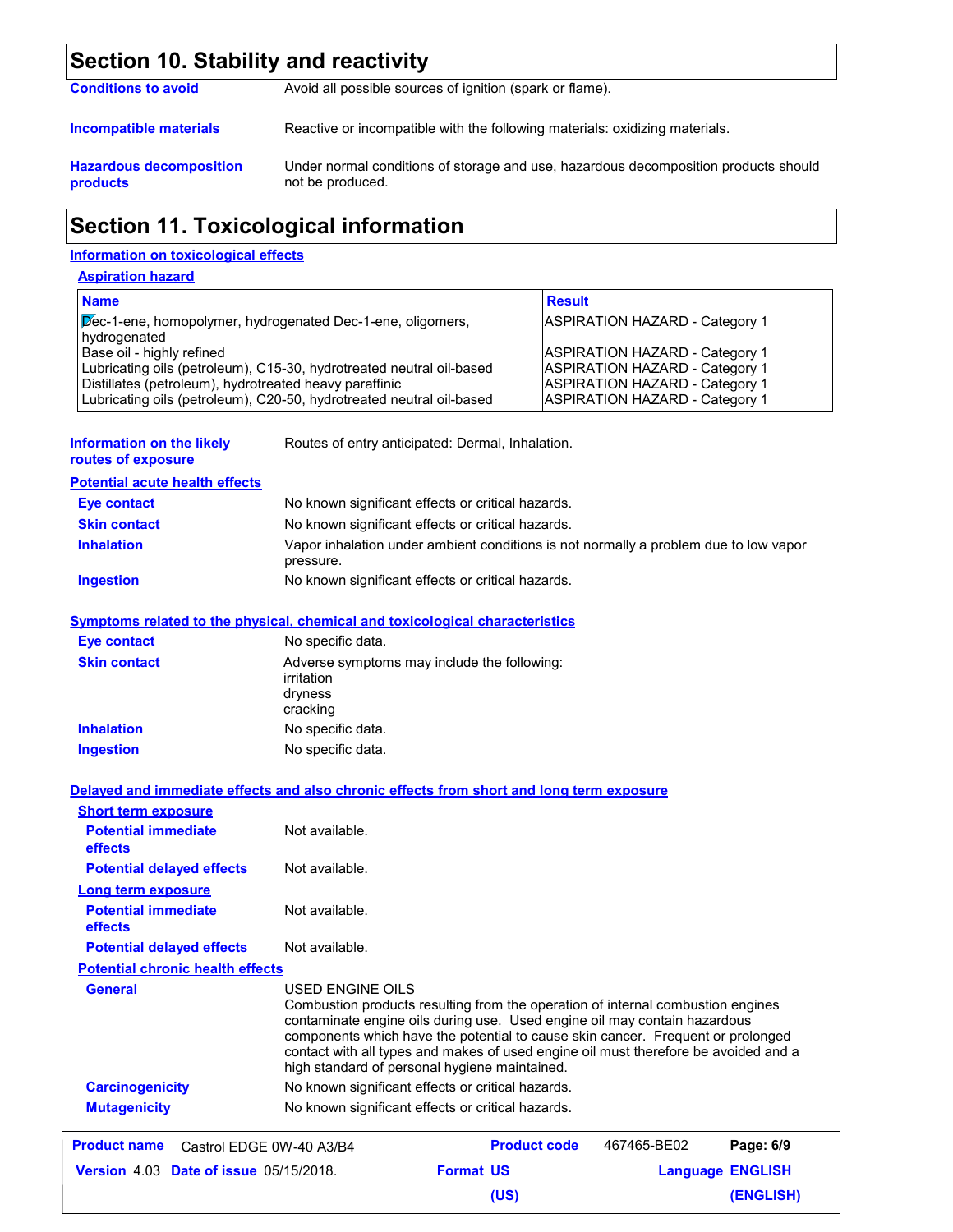## Section 10. Stability and reactivity

**Conditions to avoid** Avoid all possible sources of ignition (spark or flame).

**Incompatible materials** Reactive or incompatible with the following materials: oxidizing materials.

**Hazardous decomposition products** Under normal conditions of storage and use, hazardous decomposition products should not be produced.

## Section 11. Toxicological information

### Information on toxicological effects

#### Aspiration hazard

| Name | Result |
|---|---|
| Dec-1-ene, homopolymer, hydrogenated Dec-1-ene, oligomers, hydrogenated | ASPIRATION HAZARD - Category 1 |
| Base oil - highly refined | ASPIRATION HAZARD - Category 1 |
| Lubricating oils (petroleum), C15-30, hydrotreated neutral oil-based | ASPIRATION HAZARD - Category 1 |
| Distillates (petroleum), hydrotreated heavy paraffinic | ASPIRATION HAZARD - Category 1 |
| Lubricating oils (petroleum), C20-50, hydrotreated neutral oil-based | ASPIRATION HAZARD - Category 1 |

**Information on the likely routes of exposure** Routes of entry anticipated: Dermal, Inhalation.

#### Potential acute health effects

**Eye contact** No known significant effects or critical hazards.

**Skin contact** No known significant effects or critical hazards.

**Inhalation** Vapor inhalation under ambient conditions is not normally a problem due to low vapor pressure.

**Ingestion** No known significant effects or critical hazards.

#### Symptoms related to the physical, chemical and toxicological characteristics

**Eye contact** No specific data.

**Skin contact** Adverse symptoms may include the following:
irritation
dryness
cracking

**Inhalation** No specific data.

**Ingestion** No specific data.

#### Delayed and immediate effects and also chronic effects from short and long term exposure

**Short term exposure**

**Potential immediate effects** Not available.

**Potential delayed effects** Not available.

**Long term exposure**

**Potential immediate effects** Not available.

**Potential delayed effects** Not available.

**Potential chronic health effects**

**General** USED ENGINE OILS
Combustion products resulting from the operation of internal combustion engines contaminate engine oils during use. Used engine oil may contain hazardous components which have the potential to cause skin cancer. Frequent or prolonged contact with all types and makes of used engine oil must therefore be avoided and a high standard of personal hygiene maintained.

**Carcinogenicity** No known significant effects or critical hazards.

**Mutagenicity** No known significant effects or critical hazards.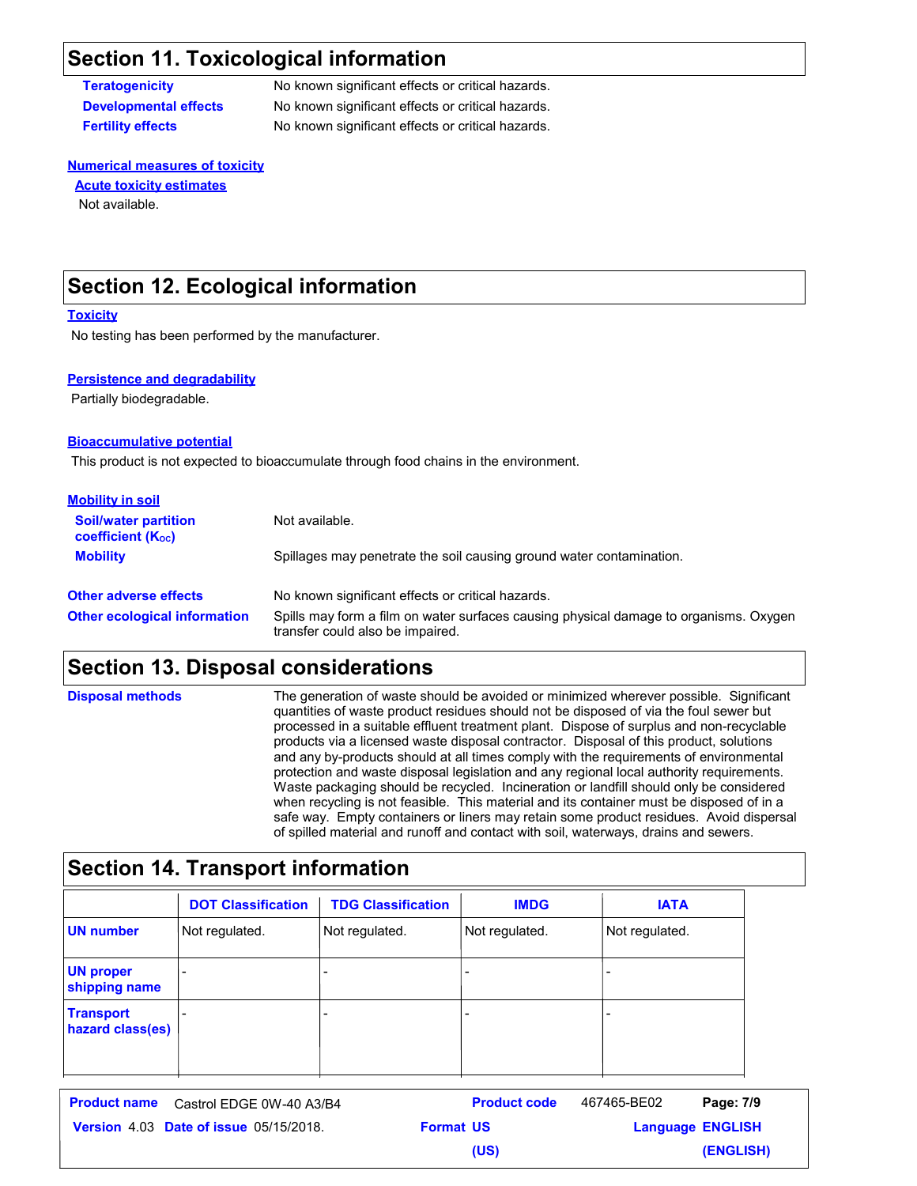## Section 11. Toxicological information

**Teratogenicity** No known significant effects or critical hazards.

**Developmental effects** No known significant effects or critical hazards.

**Fertility effects** No known significant effects or critical hazards.

### Numerical measures of toxicity

#### Acute toxicity estimates

Not available.

## Section 12. Ecological information

### Toxicity

No testing has been performed by the manufacturer.

### Persistence and degradability

Partially biodegradable.

### Bioaccumulative potential

This product is not expected to bioaccumulate through food chains in the environment.

### Mobility in soil

**Soil/water partition coefficient ($K_{OC}$)** Not available.

**Mobility** Spillages may penetrate the soil causing ground water contamination.

**Other adverse effects** No known significant effects or critical hazards.

**Other ecological information** Spills may form a film on water surfaces causing physical damage to organisms. Oxygen transfer could also be impaired.

## Section 13. Disposal considerations

**Disposal methods** The generation of waste should be avoided or minimized wherever possible. Significant quantities of waste product residues should not be disposed of via the foul sewer but processed in a suitable effluent treatment plant. Dispose of surplus and non-recyclable products via a licensed waste disposal contractor. Disposal of this product, solutions and any by-products should at all times comply with the requirements of environmental protection and waste disposal legislation and any regional local authority requirements. Waste packaging should be recycled. Incineration or landfill should only be considered when recycling is not feasible. This material and its container must be disposed of in a safe way. Empty containers or liners may retain some product residues. Avoid dispersal of spilled material and runoff and contact with soil, waterways, drains and sewers.

## Section 14. Transport information

| | DOT Classification | TDG Classification | IMDG | IATA |
|---|---|---|---|---|
| UN number | Not regulated. | Not regulated. | Not regulated. | Not regulated. |
| UN proper shipping name | - | - | - | - |
| Transport hazard class(es) | - | - | - | - |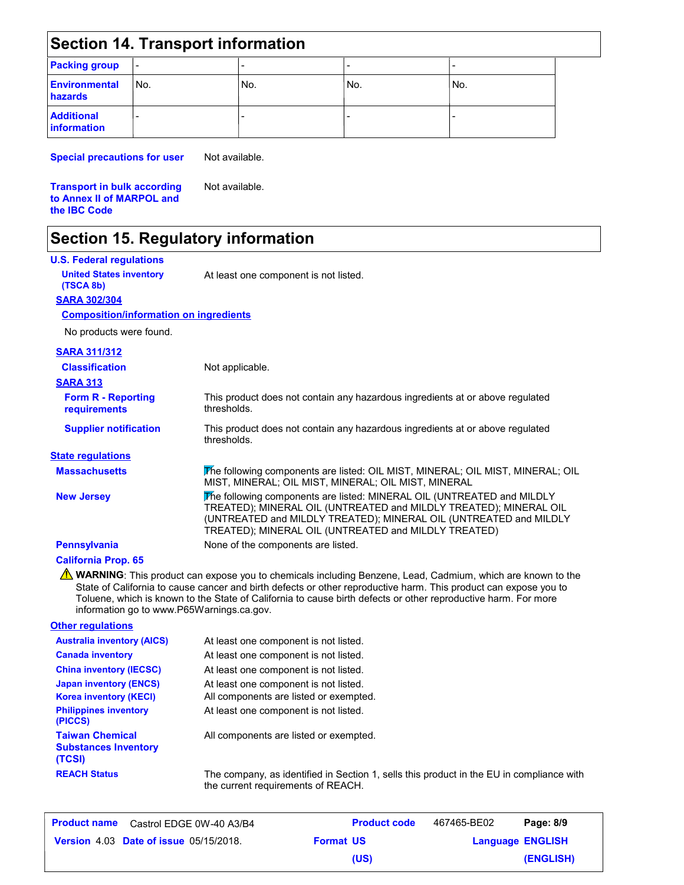## Section 14. Transport information

| | | | | |
|---|---|---|---|---|
| **Packing group** | - | - | - | - |
| **Environmental hazards** | No. | No. | No. | No. |
| **Additional information** | - | - | - | - |

**Special precautions for user** Not available.

**Transport in bulk according to Annex II of MARPOL and the IBC Code** Not available.

## Section 15. Regulatory information

**U.S. Federal regulations**

**United States inventory (TSCA 8b)** At least one component is not listed.

**SARA 302/304**

**Composition/information on ingredients**

No products were found.

**SARA 311/312**

**Classification** Not applicable.

**SARA 313**

**Form R - Reporting requirements** This product does not contain any hazardous ingredients at or above regulated thresholds.

**Supplier notification** This product does not contain any hazardous ingredients at or above regulated thresholds.

**State regulations**

**Massachusetts** The following components are listed: OIL MIST, MINERAL; OIL MIST, MINERAL; OIL MIST, MINERAL; OIL MIST, MINERAL; OIL MIST, MINERAL

**New Jersey** The following components are listed: MINERAL OIL (UNTREATED and MILDLY TREATED); MINERAL OIL (UNTREATED and MILDLY TREATED); MINERAL OIL (UNTREATED and MILDLY TREATED); MINERAL OIL (UNTREATED and MILDLY TREATED); MINERAL OIL (UNTREATED and MILDLY TREATED)

**Pennsylvania** None of the components are listed.

**California Prop. 65**

⚠ **WARNING**: This product can expose you to chemicals including Benzene, Lead, Cadmium, which are known to the State of California to cause cancer and birth defects or other reproductive harm. This product can expose you to Toluene, which is known to the State of California to cause birth defects or other reproductive harm. For more information go to www.P65Warnings.ca.gov.

**Other regulations**

**Australia inventory (AICS)** At least one component is not listed.

**Canada inventory** At least one component is not listed.

**China inventory (IECSC)** At least one component is not listed.

**Japan inventory (ENCS)** At least one component is not listed.

**Korea inventory (KECI)** All components are listed or exempted.

**Philippines inventory (PICCS)** At least one component is not listed.

**Taiwan Chemical Substances Inventory (TCSI)** All components are listed or exempted.

**REACH Status** The company, as identified in Section 1, sells this product in the EU in compliance with the current requirements of REACH.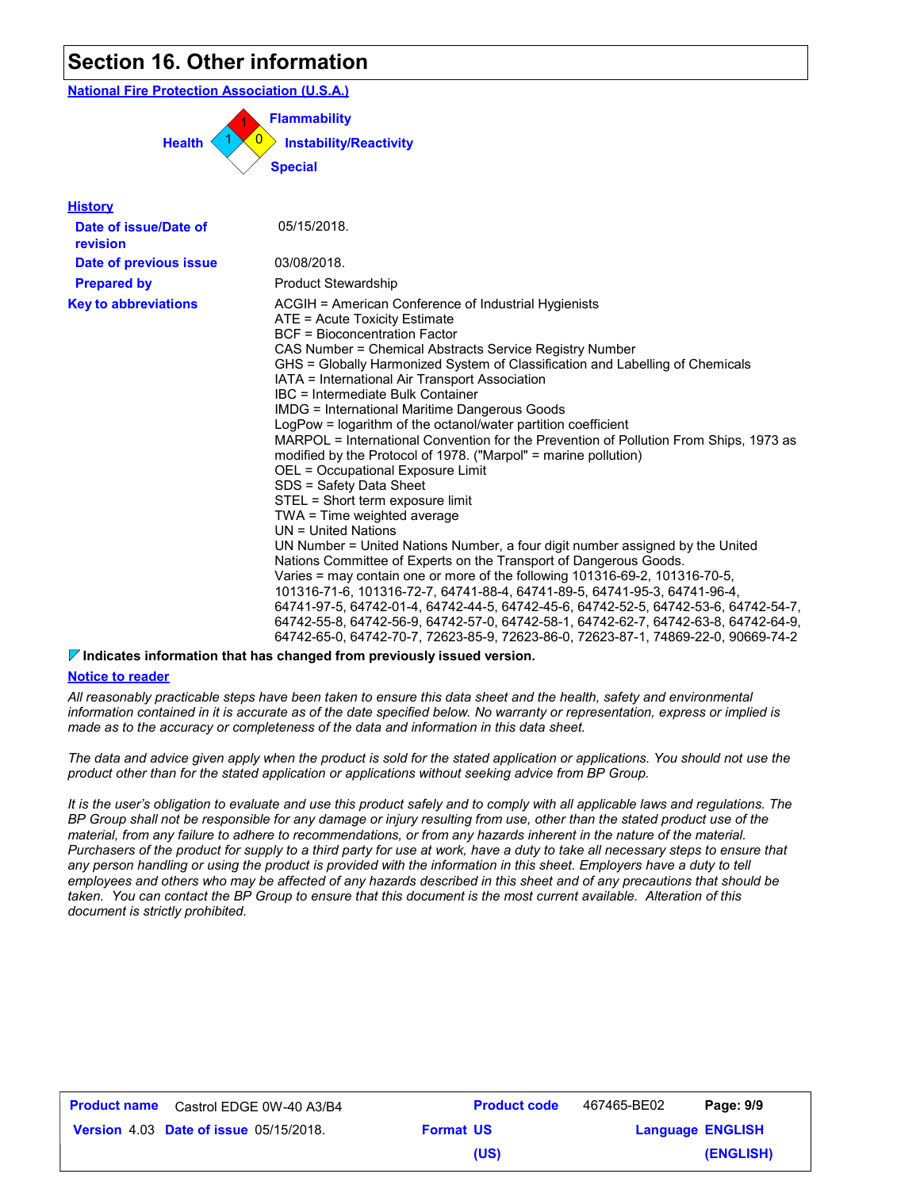# Section 16. Other information

**National Fire Protection Association (U.S.A.)**

Flammability 1
Health 1
Instability/Reactivity 0
Special

**History**

| | |
|---|---|
| **Date of issue/Date of revision** | 05/15/2018. |
| **Date of previous issue** | 03/08/2018. |
| **Prepared by** | Product Stewardship |

**Key to abbreviations**

ACGIH = American Conference of Industrial Hygienists
ATE = Acute Toxicity Estimate
BCF = Bioconcentration Factor
CAS Number = Chemical Abstracts Service Registry Number
GHS = Globally Harmonized System of Classification and Labelling of Chemicals
IATA = International Air Transport Association
IBC = Intermediate Bulk Container
IMDG = International Maritime Dangerous Goods
LogPow = logarithm of the octanol/water partition coefficient
MARPOL = International Convention for the Prevention of Pollution From Ships, 1973 as modified by the Protocol of 1978. ("Marpol" = marine pollution)
OEL = Occupational Exposure Limit
SDS = Safety Data Sheet
STEL = Short term exposure limit
TWA = Time weighted average
UN = United Nations
UN Number = United Nations Number, a four digit number assigned by the United Nations Committee of Experts on the Transport of Dangerous Goods.
Varies = may contain one or more of the following 101316-69-2, 101316-70-5, 101316-71-6, 101316-72-7, 64741-88-4, 64741-89-5, 64741-95-3, 64741-96-4, 64741-97-5, 64742-01-4, 64742-44-5, 64742-45-6, 64742-52-5, 64742-53-6, 64742-54-7, 64742-55-8, 64742-56-9, 64742-57-0, 64742-58-1, 64742-62-7, 64742-63-8, 64742-64-9, 64742-65-0, 64742-70-7, 72623-85-9, 72623-86-0, 72623-87-1, 74869-22-0, 90669-74-2

**Indicates information that has changed from previously issued version.**

**Notice to reader**

*All reasonably practicable steps have been taken to ensure this data sheet and the health, safety and environmental information contained in it is accurate as of the date specified below. No warranty or representation, express or implied is made as to the accuracy or completeness of the data and information in this data sheet.*

*The data and advice given apply when the product is sold for the stated application or applications. You should not use the product other than for the stated application or applications without seeking advice from BP Group.*

*It is the user's obligation to evaluate and use this product safely and to comply with all applicable laws and regulations. The BP Group shall not be responsible for any damage or injury resulting from use, other than the stated product use of the material, from any failure to adhere to recommendations, or from any hazards inherent in the nature of the material. Purchasers of the product for supply to a third party for use at work, have a duty to take all necessary steps to ensure that any person handling or using the product is provided with the information in this sheet. Employers have a duty to tell employees and others who may be affected of any hazards described in this sheet and of any precautions that should be taken. You can contact the BP Group to ensure that this document is the most current available. Alteration of this document is strictly prohibited.*